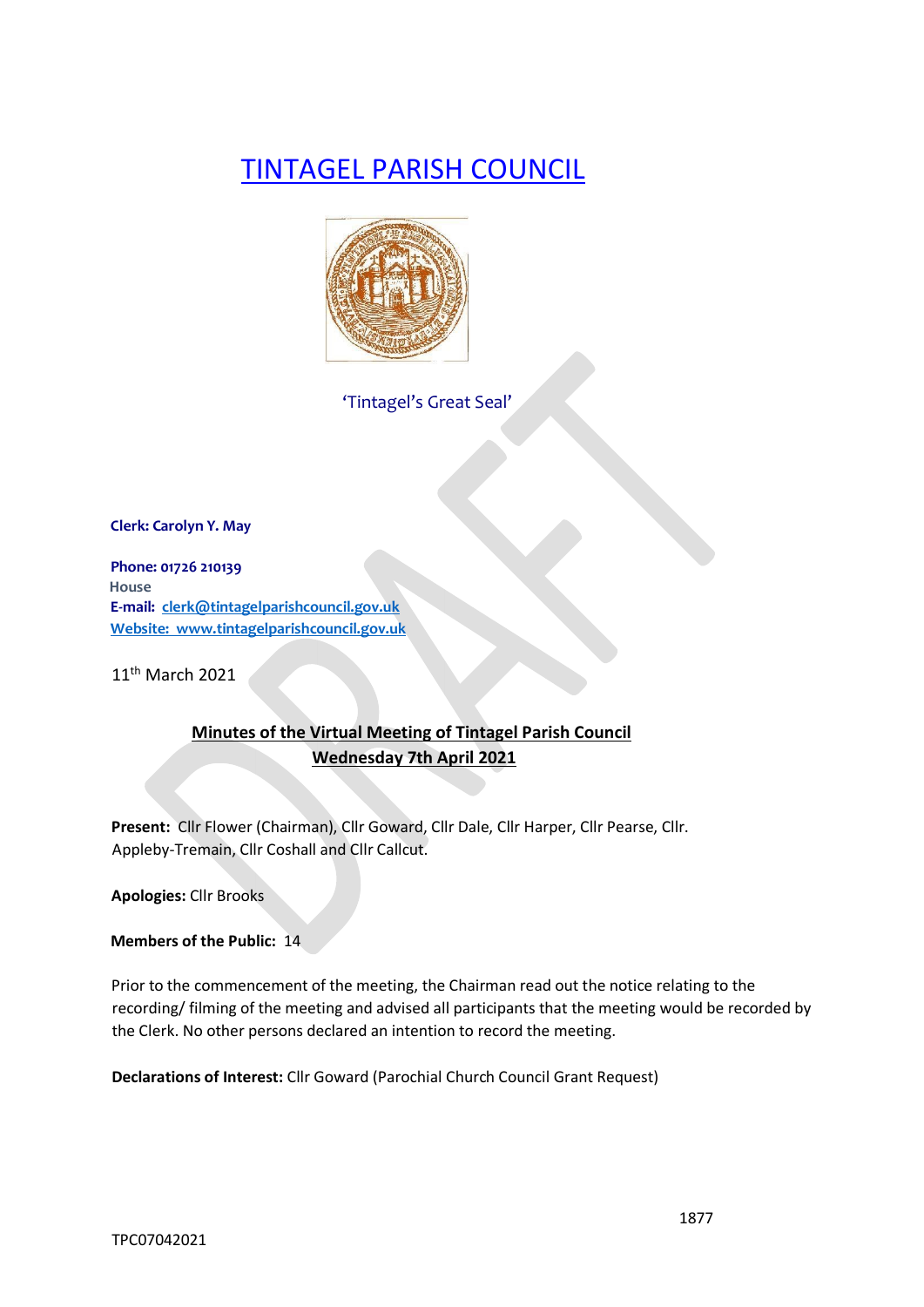# TINTAGEL PARISH COUNCIL

'Tintagel's Great Seal'

**Clerk: Carolyn Y. May**

**Phone: 01726 210139**
House
**E-mail: clerk@tintagelparishcouncil.gov.uk**
**Website: www.tintagelparishcouncil.gov.uk**

11th March 2021

## Minutes of the Virtual Meeting of Tintagel Parish Council
## Wednesday 7th April 2021

**Present:** Cllr Flower (Chairman), Cllr Goward, Cllr Dale, Cllr Harper, Cllr Pearse, Cllr. Appleby-Tremain, Cllr Coshall and Cllr Callcut.

**Apologies:** Cllr Brooks

**Members of the Public:** 14

Prior to the commencement of the meeting, the Chairman read out the notice relating to the recording/ filming of the meeting and advised all participants that the meeting would be recorded by the Clerk. No other persons declared an intention to record the meeting.

**Declarations of Interest:** Cllr Goward (Parochial Church Council Grant Request)

TPC07042021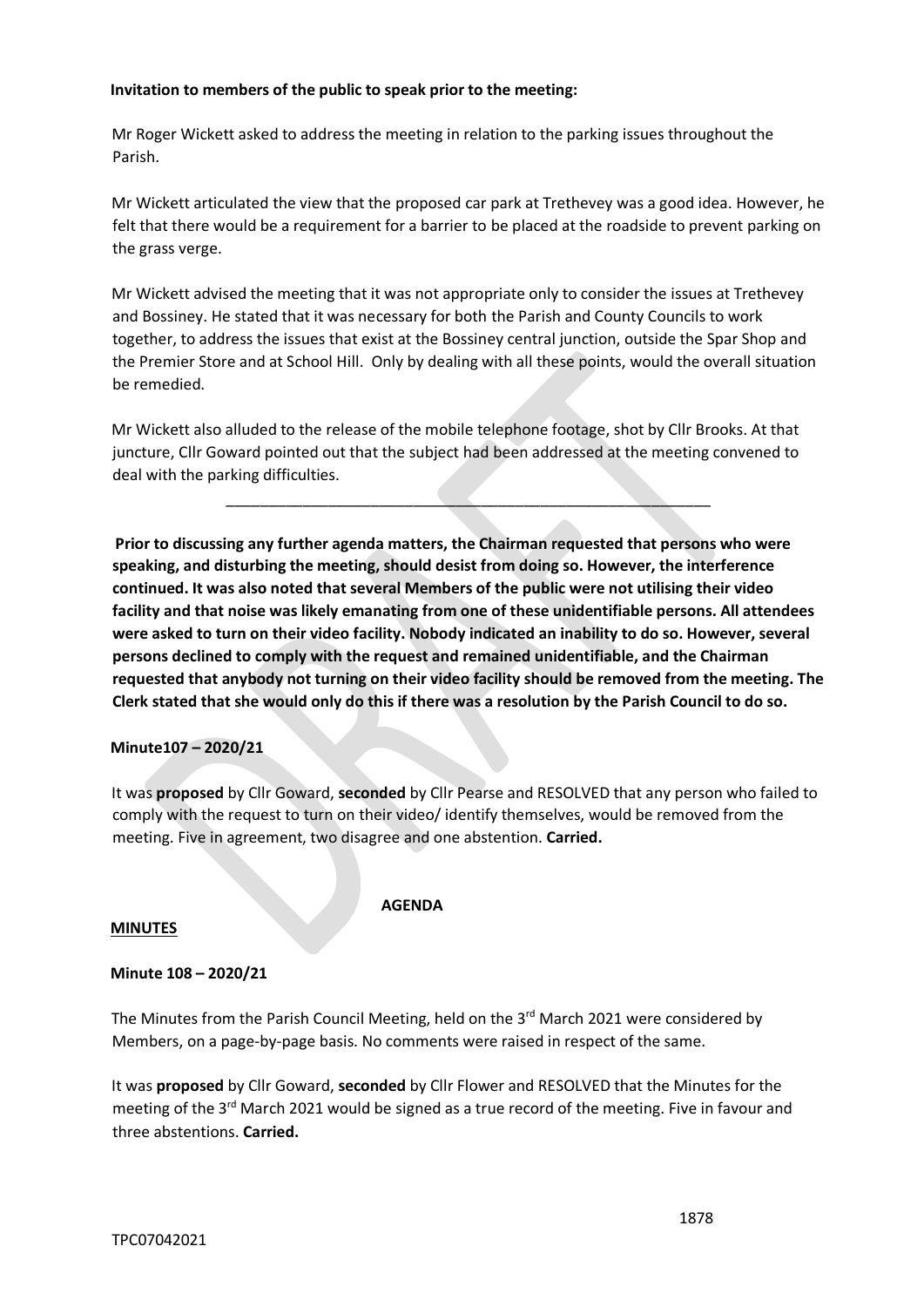**Invitation to members of the public to speak prior to the meeting:**

Mr Roger Wickett asked to address the meeting in relation to the parking issues throughout the Parish.

Mr Wickett articulated the view that the proposed car park at Trethevey was a good idea. However, he felt that there would be a requirement for a barrier to be placed at the roadside to prevent parking on the grass verge.

Mr Wickett advised the meeting that it was not appropriate only to consider the issues at Trethevey and Bossiney. He stated that it was necessary for both the Parish and County Councils to work together, to address the issues that exist at the Bossiney central junction, outside the Spar Shop and the Premier Store and at School Hill. Only by dealing with all these points, would the overall situation be remedied.

Mr Wickett also alluded to the release of the mobile telephone footage, shot by Cllr Brooks. At that juncture, Cllr Goward pointed out that the subject had been addressed at the meeting convened to deal with the parking difficulties.

---

**Prior to discussing any further agenda matters, the Chairman requested that persons who were speaking, and disturbing the meeting, should desist from doing so. However, the interference continued. It was also noted that several Members of the public were not utilising their video facility and that noise was likely emanating from one of these unidentifiable persons. All attendees were asked to turn on their video facility. Nobody indicated an inability to do so. However, several persons declined to comply with the request and remained unidentifiable, and the Chairman requested that anybody not turning on their video facility should be removed from the meeting. The Clerk stated that she would only do this if there was a resolution by the Parish Council to do so.**

**Minute107 – 2020/21**

It was **proposed** by Cllr Goward, **seconded** by Cllr Pearse and RESOLVED that any person who failed to comply with the request to turn on their video/ identify themselves, would be removed from the meeting. Five in agreement, two disagree and one abstention. **Carried.**

**AGENDA**

**MINUTES**

**Minute 108 – 2020/21**

The Minutes from the Parish Council Meeting, held on the 3rd March 2021 were considered by Members, on a page-by-page basis. No comments were raised in respect of the same.

It was **proposed** by Cllr Goward, **seconded** by Cllr Flower and RESOLVED that the Minutes for the meeting of the 3rd March 2021 would be signed as a true record of the meeting. Five in favour and three abstentions. **Carried.**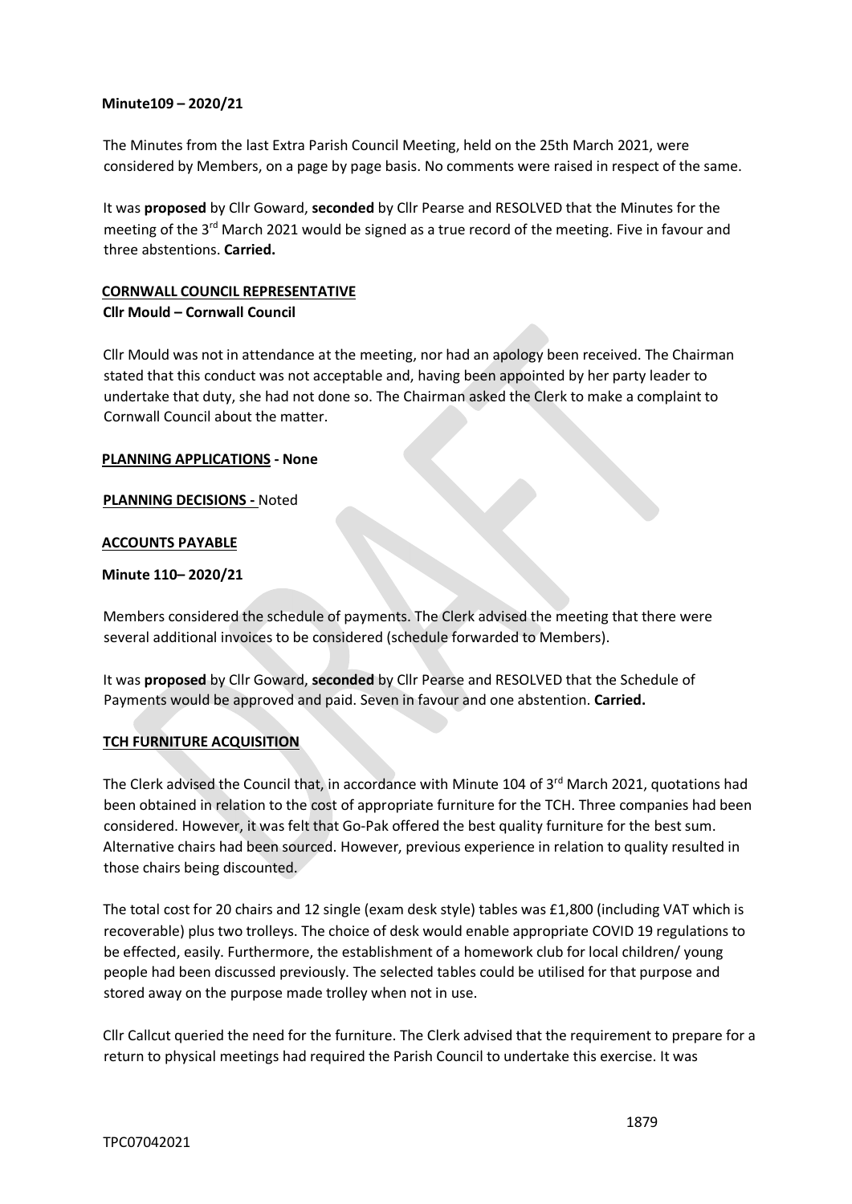**Minute109 – 2020/21**

The Minutes from the last Extra Parish Council Meeting, held on the 25th March 2021, were considered by Members, on a page by page basis. No comments were raised in respect of the same.

It was **proposed** by Cllr Goward, **seconded** by Cllr Pearse and RESOLVED that the Minutes for the meeting of the 3rd March 2021 would be signed as a true record of the meeting. Five in favour and three abstentions. **Carried.**

**CORNWALL COUNCIL REPRESENTATIVE**

**Cllr Mould – Cornwall Council**

Cllr Mould was not in attendance at the meeting, nor had an apology been received. The Chairman stated that this conduct was not acceptable and, having been appointed by her party leader to undertake that duty, she had not done so. The Chairman asked the Clerk to make a complaint to Cornwall Council about the matter.

**PLANNING APPLICATIONS - None**

**PLANNING DECISIONS -** Noted

**ACCOUNTS PAYABLE**

**Minute 110– 2020/21**

Members considered the schedule of payments. The Clerk advised the meeting that there were several additional invoices to be considered (schedule forwarded to Members).

It was **proposed** by Cllr Goward, **seconded** by Cllr Pearse and RESOLVED that the Schedule of Payments would be approved and paid. Seven in favour and one abstention. **Carried.**

**TCH FURNITURE ACQUISITION**

The Clerk advised the Council that, in accordance with Minute 104 of 3rd March 2021, quotations had been obtained in relation to the cost of appropriate furniture for the TCH. Three companies had been considered. However, it was felt that Go-Pak offered the best quality furniture for the best sum. Alternative chairs had been sourced. However, previous experience in relation to quality resulted in those chairs being discounted.

The total cost for 20 chairs and 12 single (exam desk style) tables was £1,800 (including VAT which is recoverable) plus two trolleys. The choice of desk would enable appropriate COVID 19 regulations to be effected, easily. Furthermore, the establishment of a homework club for local children/ young people had been discussed previously. The selected tables could be utilised for that purpose and stored away on the purpose made trolley when not in use.

Cllr Callcut queried the need for the furniture. The Clerk advised that the requirement to prepare for a return to physical meetings had required the Parish Council to undertake this exercise. It was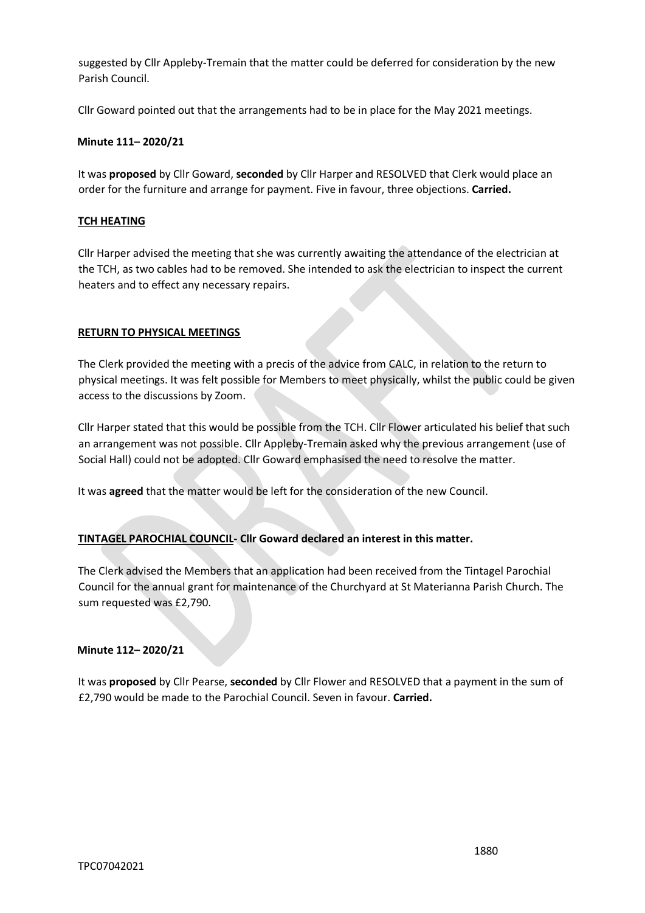suggested by Cllr Appleby-Tremain that the matter could be deferred for consideration by the new Parish Council.

Cllr Goward pointed out that the arrangements had to be in place for the May 2021 meetings.

**Minute 111– 2020/21**

It was **proposed** by Cllr Goward, **seconded** by Cllr Harper and RESOLVED that Clerk would place an order for the furniture and arrange for payment. Five in favour, three objections. **Carried.**

**TCH HEATING**

Cllr Harper advised the meeting that she was currently awaiting the attendance of the electrician at the TCH, as two cables had to be removed. She intended to ask the electrician to inspect the current heaters and to effect any necessary repairs.

**RETURN TO PHYSICAL MEETINGS**

The Clerk provided the meeting with a precis of the advice from CALC, in relation to the return to physical meetings. It was felt possible for Members to meet physically, whilst the public could be given access to the discussions by Zoom.

Cllr Harper stated that this would be possible from the TCH. Cllr Flower articulated his belief that such an arrangement was not possible. Cllr Appleby-Tremain asked why the previous arrangement (use of Social Hall) could not be adopted. Cllr Goward emphasised the need to resolve the matter.

It was **agreed** that the matter would be left for the consideration of the new Council.

**TINTAGEL PAROCHIAL COUNCIL- Cllr Goward declared an interest in this matter.**

The Clerk advised the Members that an application had been received from the Tintagel Parochial Council for the annual grant for maintenance of the Churchyard at St Materianna Parish Church. The sum requested was £2,790.

**Minute 112– 2020/21**

It was **proposed** by Cllr Pearse, **seconded** by Cllr Flower and RESOLVED that a payment in the sum of £2,790 would be made to the Parochial Council. Seven in favour. **Carried.**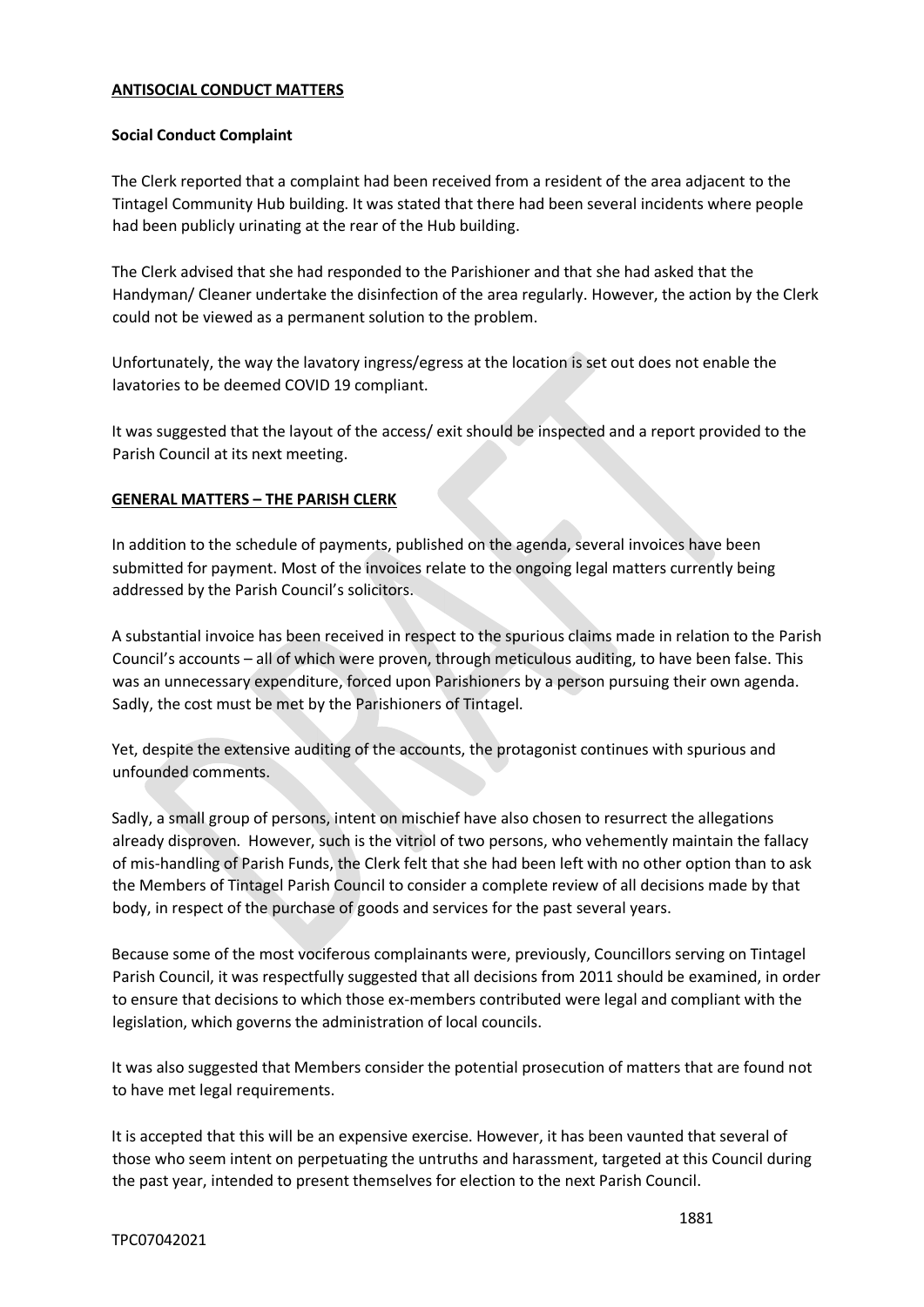## ANTISOCIAL CONDUCT MATTERS

### Social Conduct Complaint

The Clerk reported that a complaint had been received from a resident of the area adjacent to the Tintagel Community Hub building. It was stated that there had been several incidents where people had been publicly urinating at the rear of the Hub building.

The Clerk advised that she had responded to the Parishioner and that she had asked that the Handyman/ Cleaner undertake the disinfection of the area regularly. However, the action by the Clerk could not be viewed as a permanent solution to the problem.

Unfortunately, the way the lavatory ingress/egress at the location is set out does not enable the lavatories to be deemed COVID 19 compliant.

It was suggested that the layout of the access/ exit should be inspected and a report provided to the Parish Council at its next meeting.

## GENERAL MATTERS – THE PARISH CLERK

In addition to the schedule of payments, published on the agenda, several invoices have been submitted for payment. Most of the invoices relate to the ongoing legal matters currently being addressed by the Parish Council's solicitors.

A substantial invoice has been received in respect to the spurious claims made in relation to the Parish Council's accounts – all of which were proven, through meticulous auditing, to have been false. This was an unnecessary expenditure, forced upon Parishioners by a person pursuing their own agenda. Sadly, the cost must be met by the Parishioners of Tintagel.

Yet, despite the extensive auditing of the accounts, the protagonist continues with spurious and unfounded comments.

Sadly, a small group of persons, intent on mischief have also chosen to resurrect the allegations already disproven. However, such is the vitriol of two persons, who vehemently maintain the fallacy of mis-handling of Parish Funds, the Clerk felt that she had been left with no other option than to ask the Members of Tintagel Parish Council to consider a complete review of all decisions made by that body, in respect of the purchase of goods and services for the past several years.

Because some of the most vociferous complainants were, previously, Councillors serving on Tintagel Parish Council, it was respectfully suggested that all decisions from 2011 should be examined, in order to ensure that decisions to which those ex-members contributed were legal and compliant with the legislation, which governs the administration of local councils.

It was also suggested that Members consider the potential prosecution of matters that are found not to have met legal requirements.

It is accepted that this will be an expensive exercise. However, it has been vaunted that several of those who seem intent on perpetuating the untruths and harassment, targeted at this Council during the past year, intended to present themselves for election to the next Parish Council.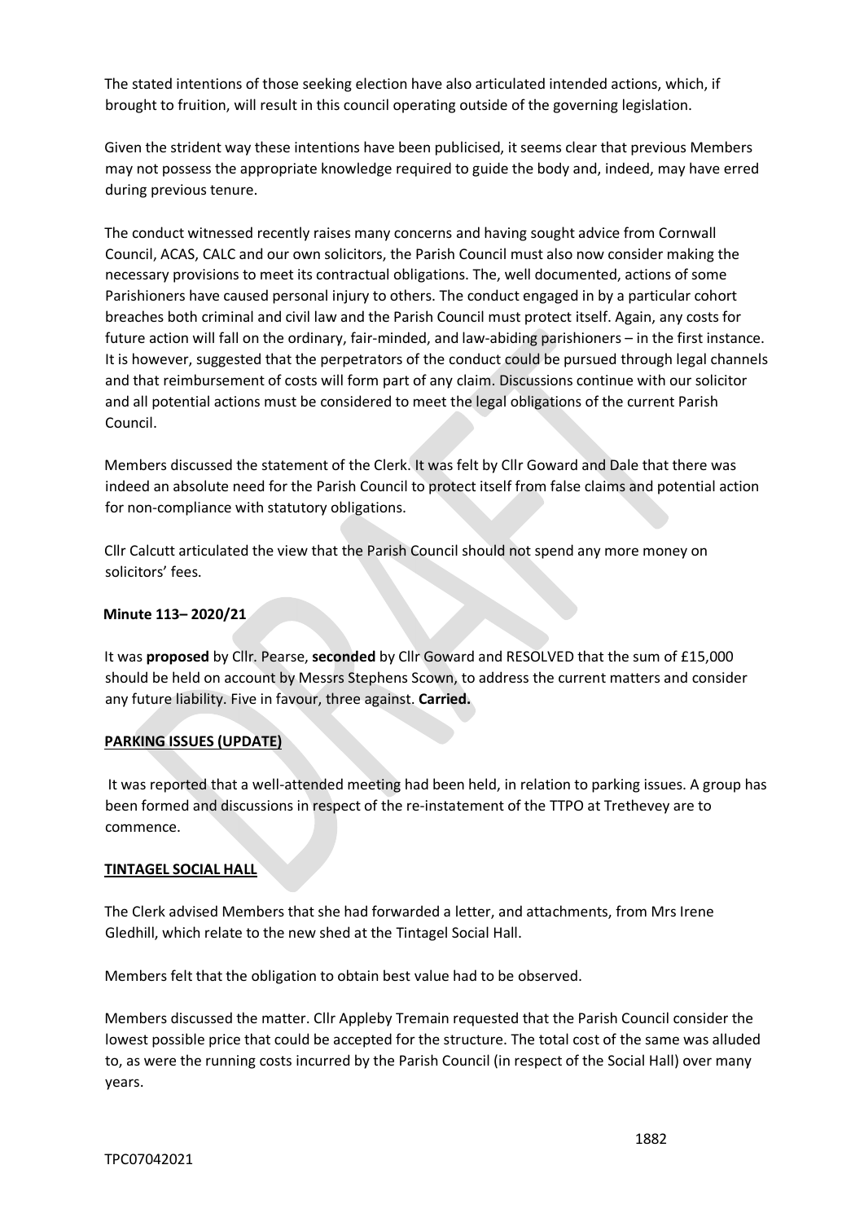The stated intentions of those seeking election have also articulated intended actions, which, if brought to fruition, will result in this council operating outside of the governing legislation.

Given the strident way these intentions have been publicised, it seems clear that previous Members may not possess the appropriate knowledge required to guide the body and, indeed, may have erred during previous tenure.

The conduct witnessed recently raises many concerns and having sought advice from Cornwall Council, ACAS, CALC and our own solicitors, the Parish Council must also now consider making the necessary provisions to meet its contractual obligations. The, well documented, actions of some Parishioners have caused personal injury to others. The conduct engaged in by a particular cohort breaches both criminal and civil law and the Parish Council must protect itself. Again, any costs for future action will fall on the ordinary, fair-minded, and law-abiding parishioners – in the first instance. It is however, suggested that the perpetrators of the conduct could be pursued through legal channels and that reimbursement of costs will form part of any claim. Discussions continue with our solicitor and all potential actions must be considered to meet the legal obligations of the current Parish Council.

Members discussed the statement of the Clerk. It was felt by Cllr Goward and Dale that there was indeed an absolute need for the Parish Council to protect itself from false claims and potential action for non-compliance with statutory obligations.

Cllr Calcutt articulated the view that the Parish Council should not spend any more money on solicitors' fees.

**Minute 113– 2020/21**

It was **proposed** by Cllr. Pearse, **seconded** by Cllr Goward and RESOLVED that the sum of £15,000 should be held on account by Messrs Stephens Scown, to address the current matters and consider any future liability. Five in favour, three against. **Carried.**

**PARKING ISSUES (UPDATE)**

It was reported that a well-attended meeting had been held, in relation to parking issues. A group has been formed and discussions in respect of the re-instatement of the TTPO at Trethevey are to commence.

**TINTAGEL SOCIAL HALL**

The Clerk advised Members that she had forwarded a letter, and attachments, from Mrs Irene Gledhill, which relate to the new shed at the Tintagel Social Hall.

Members felt that the obligation to obtain best value had to be observed.

Members discussed the matter. Cllr Appleby Tremain requested that the Parish Council consider the lowest possible price that could be accepted for the structure. The total cost of the same was alluded to, as were the running costs incurred by the Parish Council (in respect of the Social Hall) over many years.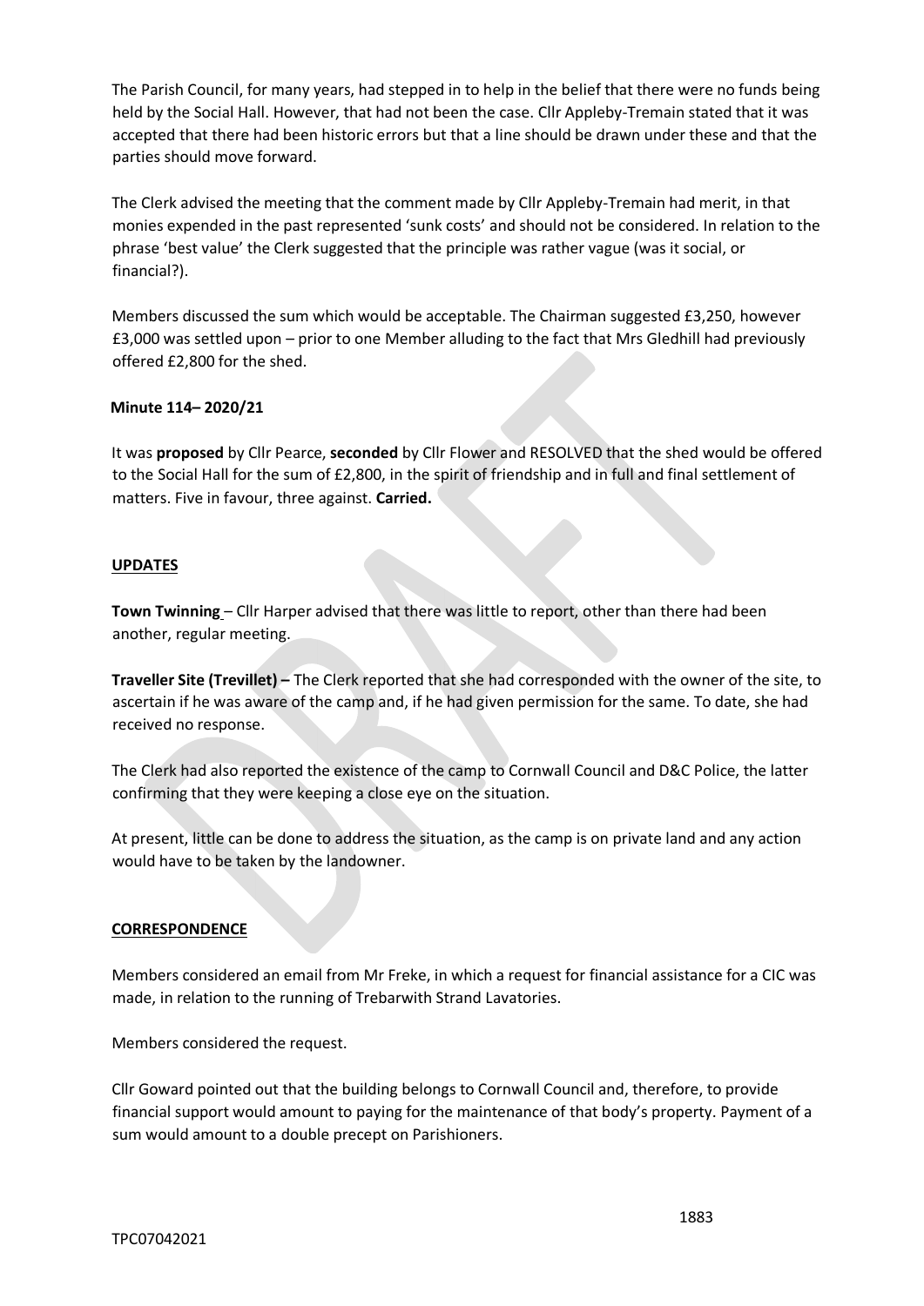The Parish Council, for many years, had stepped in to help in the belief that there were no funds being held by the Social Hall. However, that had not been the case. Cllr Appleby-Tremain stated that it was accepted that there had been historic errors but that a line should be drawn under these and that the parties should move forward.

The Clerk advised the meeting that the comment made by Cllr Appleby-Tremain had merit, in that monies expended in the past represented 'sunk costs' and should not be considered. In relation to the phrase 'best value' the Clerk suggested that the principle was rather vague (was it social, or financial?).

Members discussed the sum which would be acceptable. The Chairman suggested £3,250, however £3,000 was settled upon – prior to one Member alluding to the fact that Mrs Gledhill had previously offered £2,800 for the shed.

**Minute 114– 2020/21**

It was **proposed** by Cllr Pearce, **seconded** by Cllr Flower and RESOLVED that the shed would be offered to the Social Hall for the sum of £2,800, in the spirit of friendship and in full and final settlement of matters. Five in favour, three against. **Carried.**

**UPDATES**

**Town Twinning** – Cllr Harper advised that there was little to report, other than there had been another, regular meeting.

**Traveller Site (Trevillet) –** The Clerk reported that she had corresponded with the owner of the site, to ascertain if he was aware of the camp and, if he had given permission for the same. To date, she had received no response.

The Clerk had also reported the existence of the camp to Cornwall Council and D&C Police, the latter confirming that they were keeping a close eye on the situation.

At present, little can be done to address the situation, as the camp is on private land and any action would have to be taken by the landowner.

**CORRESPONDENCE**

Members considered an email from Mr Freke, in which a request for financial assistance for a CIC was made, in relation to the running of Trebarwith Strand Lavatories.

Members considered the request.

Cllr Goward pointed out that the building belongs to Cornwall Council and, therefore, to provide financial support would amount to paying for the maintenance of that body's property. Payment of a sum would amount to a double precept on Parishioners.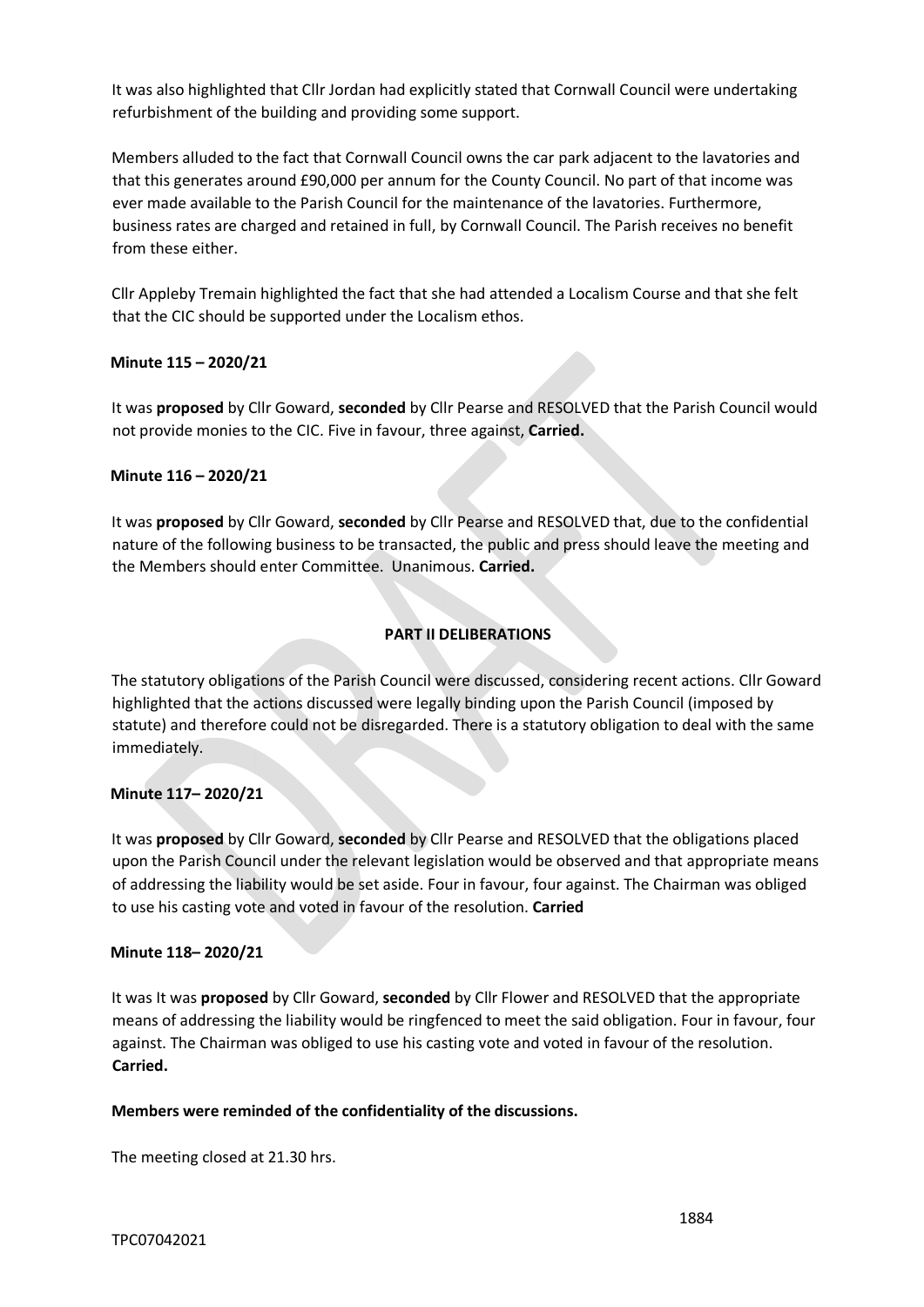It was also highlighted that Cllr Jordan had explicitly stated that Cornwall Council were undertaking refurbishment of the building and providing some support.

Members alluded to the fact that Cornwall Council owns the car park adjacent to the lavatories and that this generates around £90,000 per annum for the County Council. No part of that income was ever made available to the Parish Council for the maintenance of the lavatories. Furthermore, business rates are charged and retained in full, by Cornwall Council. The Parish receives no benefit from these either.

Cllr Appleby Tremain highlighted the fact that she had attended a Localism Course and that she felt that the CIC should be supported under the Localism ethos.

**Minute 115 – 2020/21**

It was **proposed** by Cllr Goward, **seconded** by Cllr Pearse and RESOLVED that the Parish Council would not provide monies to the CIC. Five in favour, three against, **Carried.**

**Minute 116 – 2020/21**

It was **proposed** by Cllr Goward, **seconded** by Cllr Pearse and RESOLVED that, due to the confidential nature of the following business to be transacted, the public and press should leave the meeting and the Members should enter Committee. Unanimous. **Carried.**

**PART II DELIBERATIONS**

The statutory obligations of the Parish Council were discussed, considering recent actions. Cllr Goward highlighted that the actions discussed were legally binding upon the Parish Council (imposed by statute) and therefore could not be disregarded. There is a statutory obligation to deal with the same immediately.

**Minute 117– 2020/21**

It was **proposed** by Cllr Goward, **seconded** by Cllr Pearse and RESOLVED that the obligations placed upon the Parish Council under the relevant legislation would be observed and that appropriate means of addressing the liability would be set aside. Four in favour, four against. The Chairman was obliged to use his casting vote and voted in favour of the resolution. **Carried**

**Minute 118– 2020/21**

It was It was **proposed** by Cllr Goward, **seconded** by Cllr Flower and RESOLVED that the appropriate means of addressing the liability would be ringfenced to meet the said obligation. Four in favour, four against. The Chairman was obliged to use his casting vote and voted in favour of the resolution. **Carried.**

**Members were reminded of the confidentiality of the discussions.**

The meeting closed at 21.30 hrs.

1884

TPC07042021